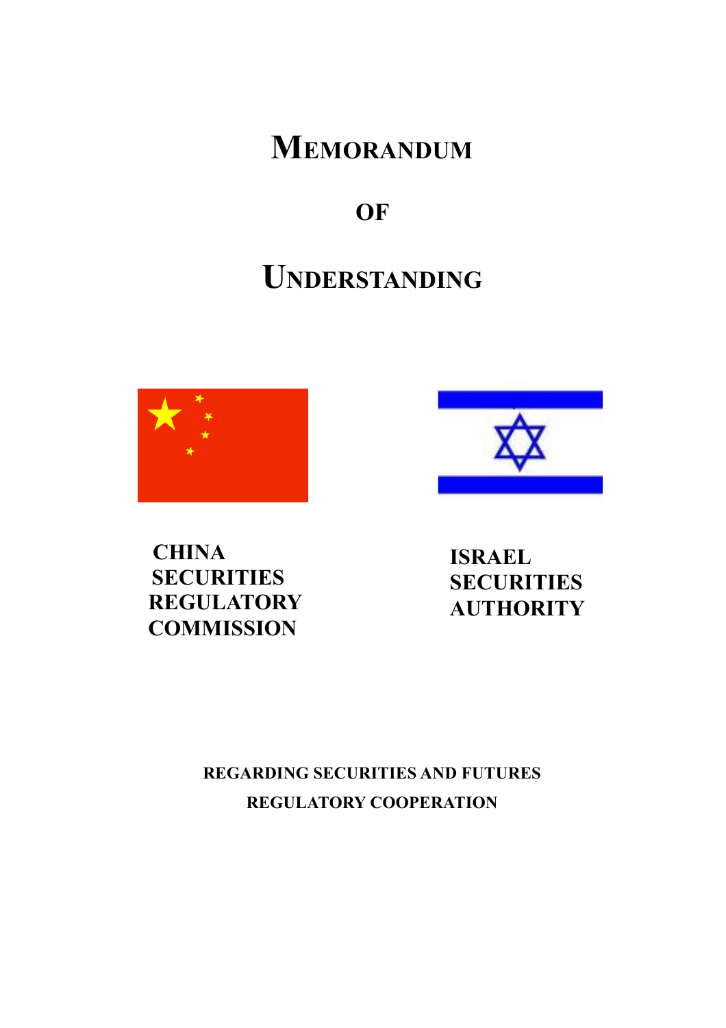# MEMORANDUM

# OF

# UNDERSTANDING

**CHINA SECURITIES REGULATORY COMMISSION**

**ISRAEL SECURITIES AUTHORITY**

**REGARDING SECURITIES AND FUTURES REGULATORY COOPERATION**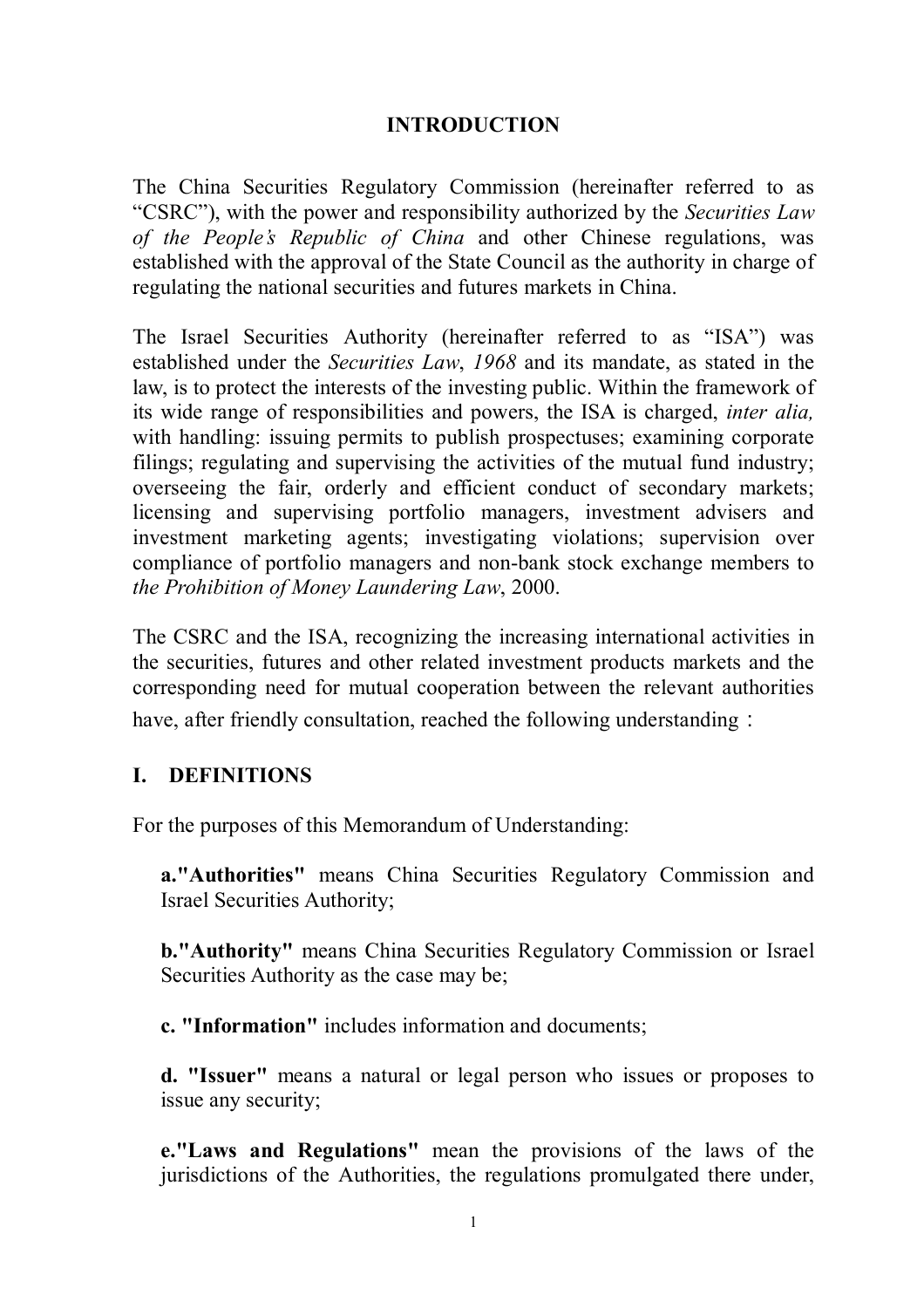## INTRODUCTION

The China Securities Regulatory Commission (hereinafter referred to as "CSRC"), with the power and responsibility authorized by the *Securities Law of the People's Republic of China* and other Chinese regulations, was established with the approval of the State Council as the authority in charge of regulating the national securities and futures markets in China.

The Israel Securities Authority (hereinafter referred to as "ISA") was established under the *Securities Law*, *1968* and its mandate, as stated in the law, is to protect the interests of the investing public. Within the framework of its wide range of responsibilities and powers, the ISA is charged, *inter alia,* with handling: issuing permits to publish prospectuses; examining corporate filings; regulating and supervising the activities of the mutual fund industry; overseeing the fair, orderly and efficient conduct of secondary markets; licensing and supervising portfolio managers, investment advisers and investment marketing agents; investigating violations; supervision over compliance of portfolio managers and non-bank stock exchange members to *the Prohibition of Money Laundering Law*, 2000.

The CSRC and the ISA, recognizing the increasing international activities in the securities, futures and other related investment products markets and the corresponding need for mutual cooperation between the relevant authorities have, after friendly consultation, reached the following understanding：

## I. DEFINITIONS

For the purposes of this Memorandum of Understanding:

**a."Authorities"** means China Securities Regulatory Commission and Israel Securities Authority;

**b."Authority"** means China Securities Regulatory Commission or Israel Securities Authority as the case may be;

**c. "Information"** includes information and documents;

**d. "Issuer"** means a natural or legal person who issues or proposes to issue any security;

**e."Laws and Regulations"** mean the provisions of the laws of the jurisdictions of the Authorities, the regulations promulgated there under,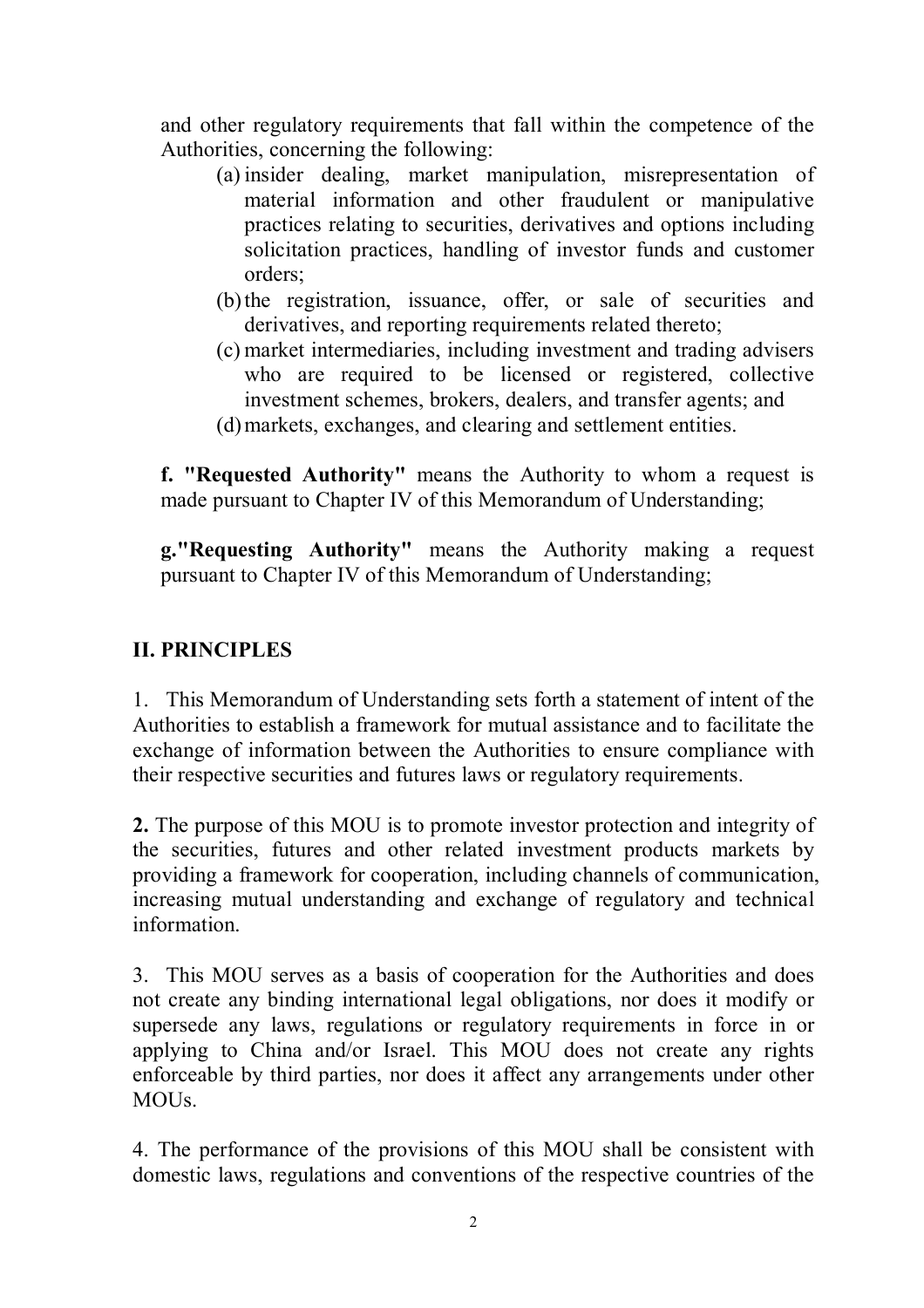and other regulatory requirements that fall within the competence of the Authorities, concerning the following:

(a) insider dealing, market manipulation, misrepresentation of material information and other fraudulent or manipulative practices relating to securities, derivatives and options including solicitation practices, handling of investor funds and customer orders;

(b) the registration, issuance, offer, or sale of securities and derivatives, and reporting requirements related thereto;

(c) market intermediaries, including investment and trading advisers who are required to be licensed or registered, collective investment schemes, brokers, dealers, and transfer agents; and

(d) markets, exchanges, and clearing and settlement entities.

**f. "Requested Authority"** means the Authority to whom a request is made pursuant to Chapter IV of this Memorandum of Understanding;

**g."Requesting Authority"** means the Authority making a request pursuant to Chapter IV of this Memorandum of Understanding;

## II. PRINCIPLES

1. This Memorandum of Understanding sets forth a statement of intent of the Authorities to establish a framework for mutual assistance and to facilitate the exchange of information between the Authorities to ensure compliance with their respective securities and futures laws or regulatory requirements.

**2.** The purpose of this MOU is to promote investor protection and integrity of the securities, futures and other related investment products markets by providing a framework for cooperation, including channels of communication, increasing mutual understanding and exchange of regulatory and technical information.

3. This MOU serves as a basis of cooperation for the Authorities and does not create any binding international legal obligations, nor does it modify or supersede any laws, regulations or regulatory requirements in force in or applying to China and/or Israel. This MOU does not create any rights enforceable by third parties, nor does it affect any arrangements under other MOUs.

4. The performance of the provisions of this MOU shall be consistent with domestic laws, regulations and conventions of the respective countries of the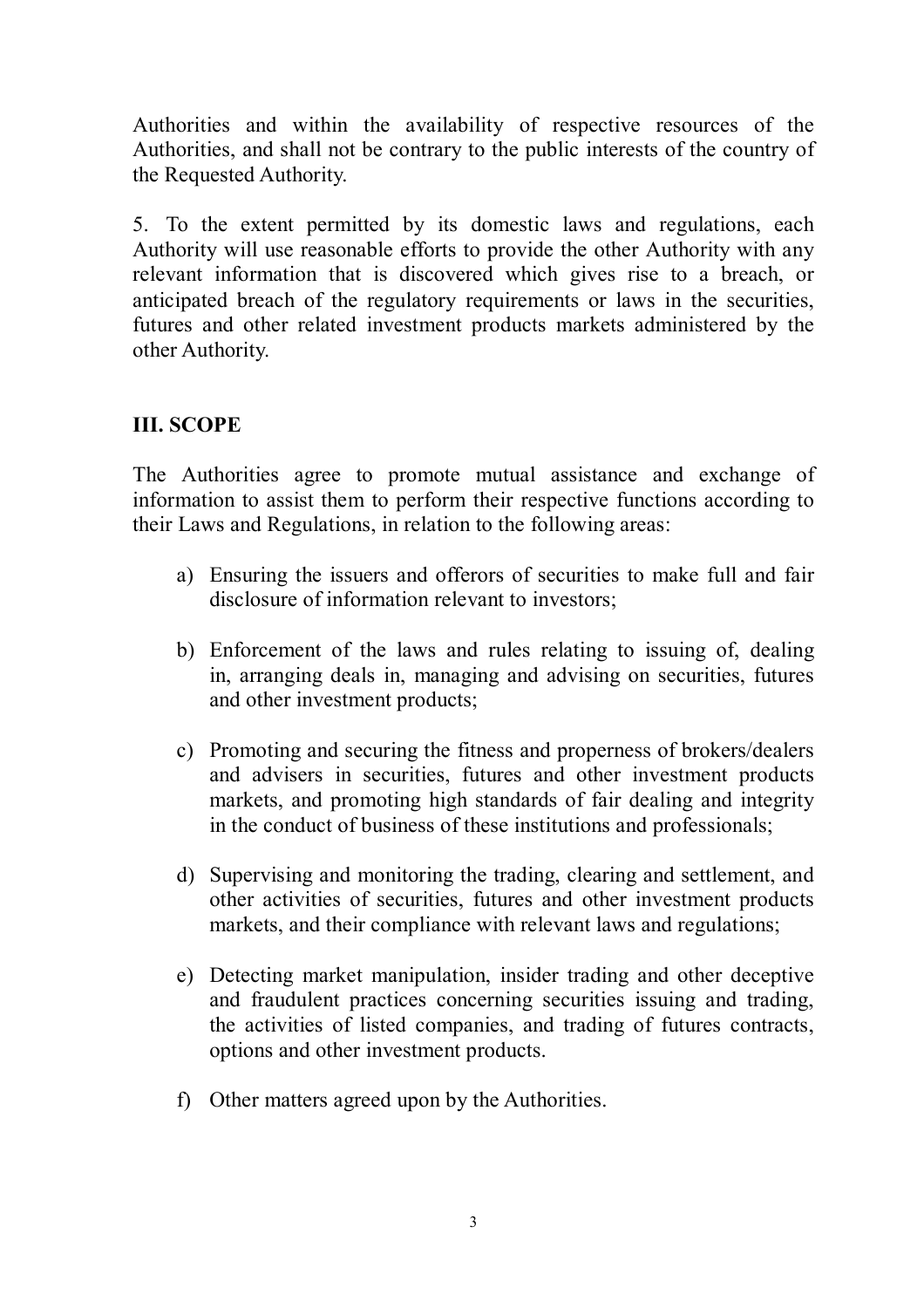Authorities and within the availability of respective resources of the Authorities, and shall not be contrary to the public interests of the country of the Requested Authority.

5. To the extent permitted by its domestic laws and regulations, each Authority will use reasonable efforts to provide the other Authority with any relevant information that is discovered which gives rise to a breach, or anticipated breach of the regulatory requirements or laws in the securities, futures and other related investment products markets administered by the other Authority.

## III. SCOPE

The Authorities agree to promote mutual assistance and exchange of information to assist them to perform their respective functions according to their Laws and Regulations, in relation to the following areas:

a) Ensuring the issuers and offerors of securities to make full and fair disclosure of information relevant to investors;

b) Enforcement of the laws and rules relating to issuing of, dealing in, arranging deals in, managing and advising on securities, futures and other investment products;

c) Promoting and securing the fitness and properness of brokers/dealers and advisers in securities, futures and other investment products markets, and promoting high standards of fair dealing and integrity in the conduct of business of these institutions and professionals;

d) Supervising and monitoring the trading, clearing and settlement, and other activities of securities, futures and other investment products markets, and their compliance with relevant laws and regulations;

e) Detecting market manipulation, insider trading and other deceptive and fraudulent practices concerning securities issuing and trading, the activities of listed companies, and trading of futures contracts, options and other investment products.

f) Other matters agreed upon by the Authorities.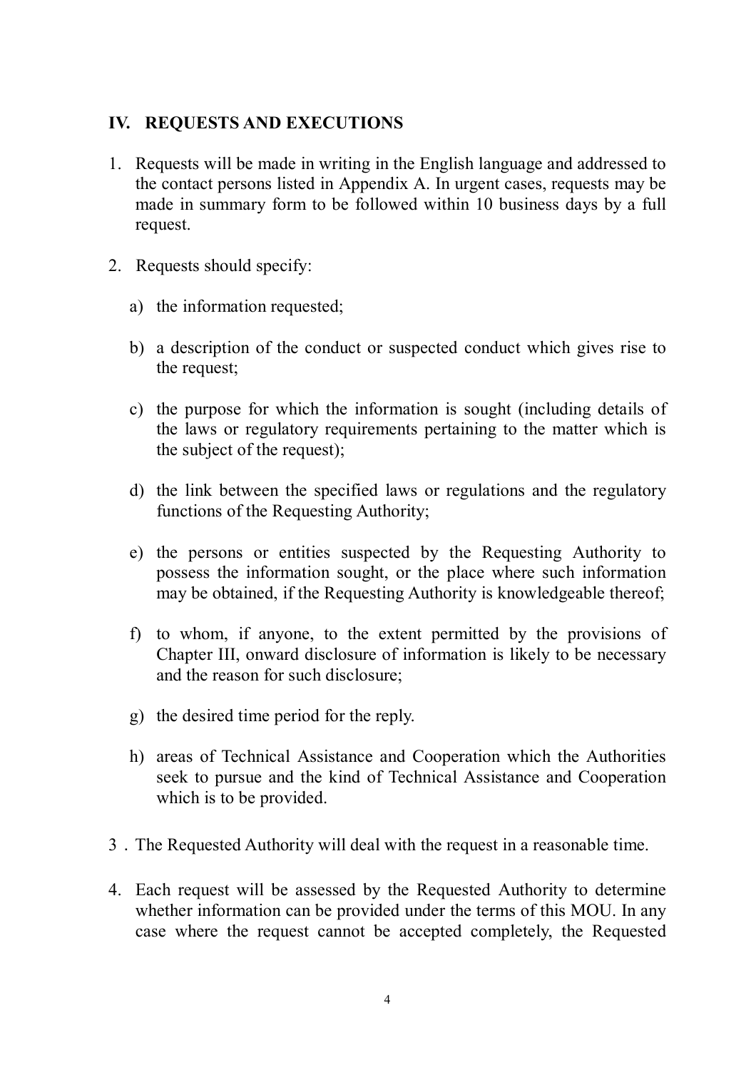## IV. REQUESTS AND EXECUTIONS

1. Requests will be made in writing in the English language and addressed to the contact persons listed in Appendix A. In urgent cases, requests may be made in summary form to be followed within 10 business days by a full request.

2. Requests should specify:

   a) the information requested;

   b) a description of the conduct or suspected conduct which gives rise to the request;

   c) the purpose for which the information is sought (including details of the laws or regulatory requirements pertaining to the matter which is the subject of the request);

   d) the link between the specified laws or regulations and the regulatory functions of the Requesting Authority;

   e) the persons or entities suspected by the Requesting Authority to possess the information sought, or the place where such information may be obtained, if the Requesting Authority is knowledgeable thereof;

   f) to whom, if anyone, to the extent permitted by the provisions of Chapter III, onward disclosure of information is likely to be necessary and the reason for such disclosure;

   g) the desired time period for the reply.

   h) areas of Technical Assistance and Cooperation which the Authorities seek to pursue and the kind of Technical Assistance and Cooperation which is to be provided.

3. The Requested Authority will deal with the request in a reasonable time.

4. Each request will be assessed by the Requested Authority to determine whether information can be provided under the terms of this MOU. In any case where the request cannot be accepted completely, the Requested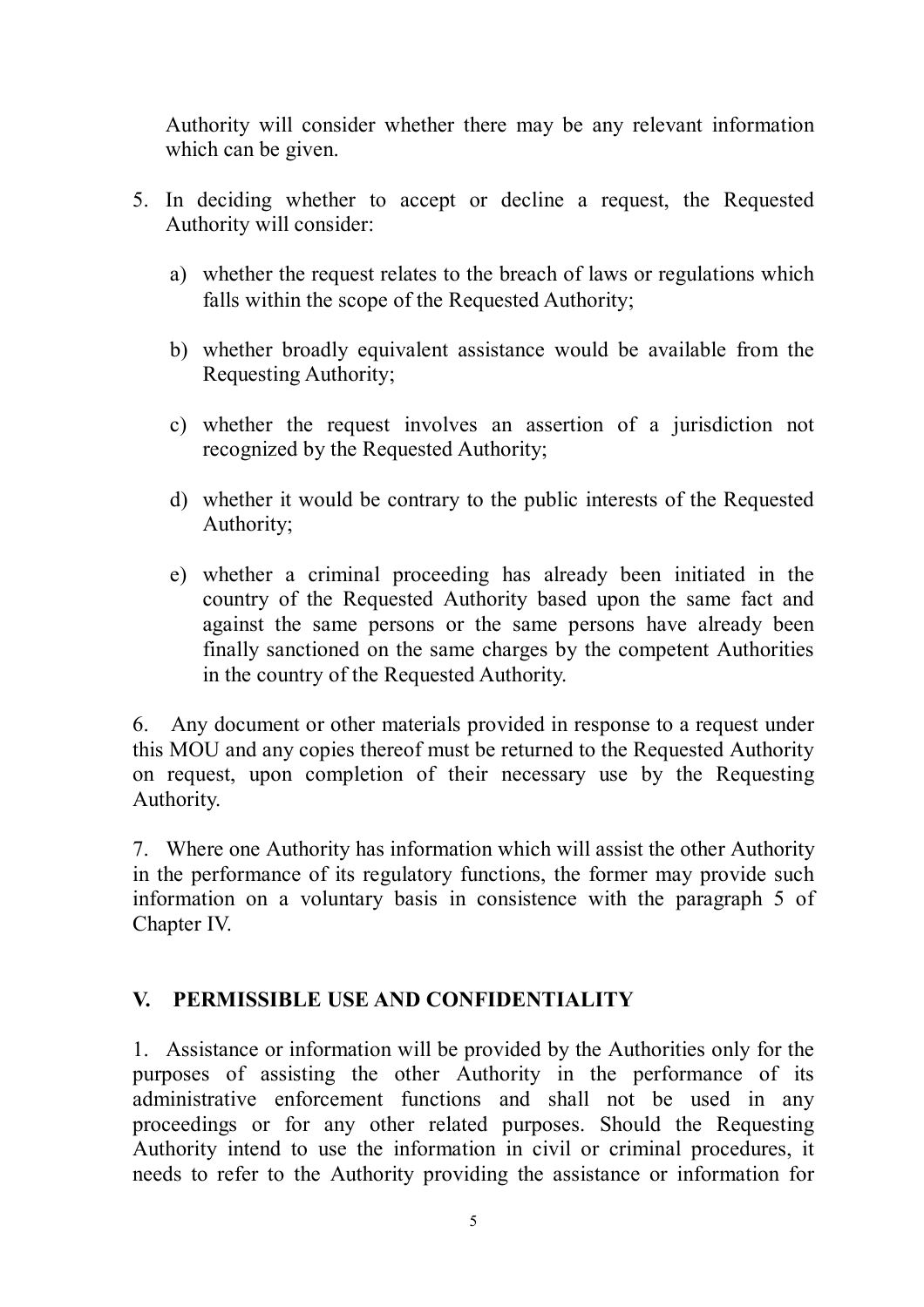Authority will consider whether there may be any relevant information which can be given.

5. In deciding whether to accept or decline a request, the Requested Authority will consider:

   a) whether the request relates to the breach of laws or regulations which falls within the scope of the Requested Authority;

   b) whether broadly equivalent assistance would be available from the Requesting Authority;

   c) whether the request involves an assertion of a jurisdiction not recognized by the Requested Authority;

   d) whether it would be contrary to the public interests of the Requested Authority;

   e) whether a criminal proceeding has already been initiated in the country of the Requested Authority based upon the same fact and against the same persons or the same persons have already been finally sanctioned on the same charges by the competent Authorities in the country of the Requested Authority.

6. Any document or other materials provided in response to a request under this MOU and any copies thereof must be returned to the Requested Authority on request, upon completion of their necessary use by the Requesting Authority.

7. Where one Authority has information which will assist the other Authority in the performance of its regulatory functions, the former may provide such information on a voluntary basis in consistence with the paragraph 5 of Chapter IV.

## V. PERMISSIBLE USE AND CONFIDENTIALITY

1. Assistance or information will be provided by the Authorities only for the purposes of assisting the other Authority in the performance of its administrative enforcement functions and shall not be used in any proceedings or for any other related purposes. Should the Requesting Authority intend to use the information in civil or criminal procedures, it needs to refer to the Authority providing the assistance or information for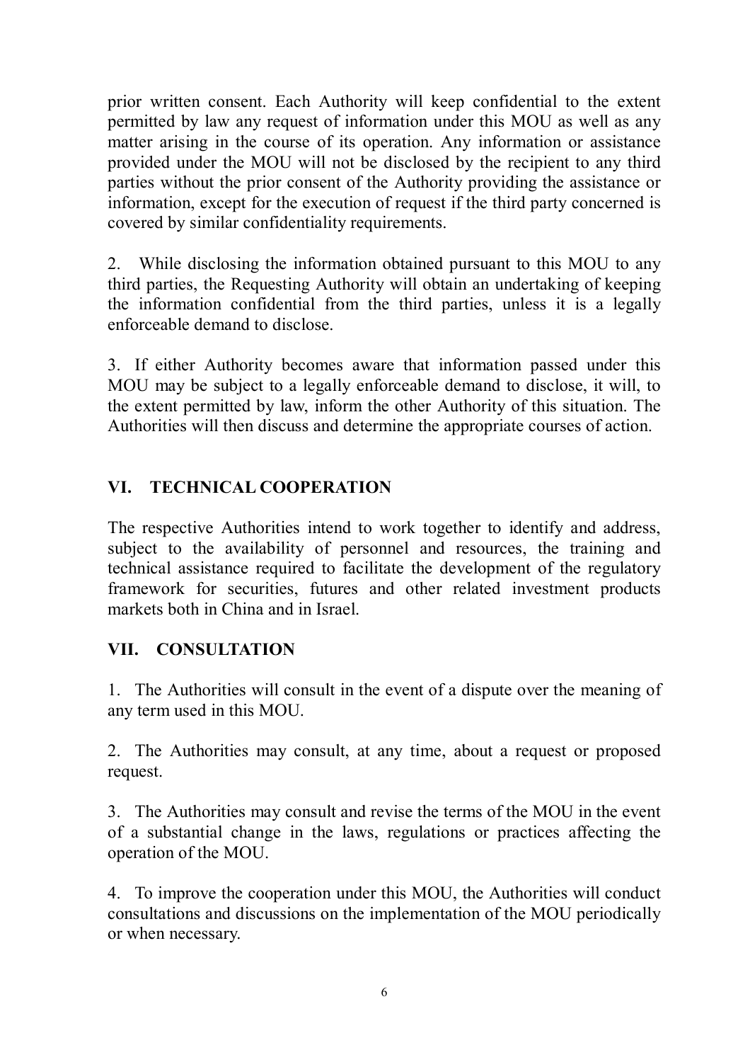prior written consent. Each Authority will keep confidential to the extent permitted by law any request of information under this MOU as well as any matter arising in the course of its operation. Any information or assistance provided under the MOU will not be disclosed by the recipient to any third parties without the prior consent of the Authority providing the assistance or information, except for the execution of request if the third party concerned is covered by similar confidentiality requirements.

2. While disclosing the information obtained pursuant to this MOU to any third parties, the Requesting Authority will obtain an undertaking of keeping the information confidential from the third parties, unless it is a legally enforceable demand to disclose.

3. If either Authority becomes aware that information passed under this MOU may be subject to a legally enforceable demand to disclose, it will, to the extent permitted by law, inform the other Authority of this situation. The Authorities will then discuss and determine the appropriate courses of action.

## VI. TECHNICAL COOPERATION

The respective Authorities intend to work together to identify and address, subject to the availability of personnel and resources, the training and technical assistance required to facilitate the development of the regulatory framework for securities, futures and other related investment products markets both in China and in Israel.

## VII. CONSULTATION

1. The Authorities will consult in the event of a dispute over the meaning of any term used in this MOU.

2. The Authorities may consult, at any time, about a request or proposed request.

3. The Authorities may consult and revise the terms of the MOU in the event of a substantial change in the laws, regulations or practices affecting the operation of the MOU.

4. To improve the cooperation under this MOU, the Authorities will conduct consultations and discussions on the implementation of the MOU periodically or when necessary.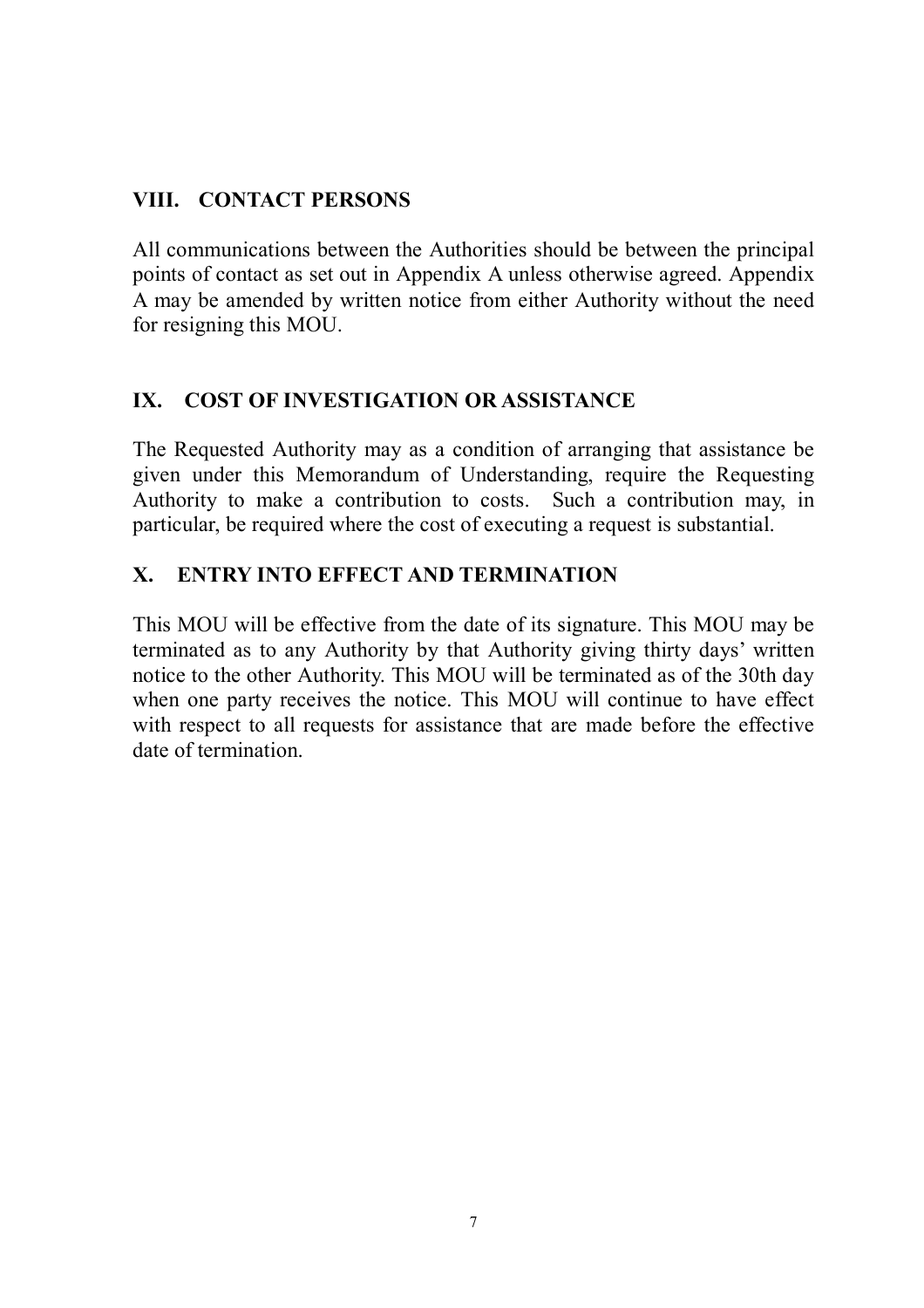## VIII. CONTACT PERSONS

All communications between the Authorities should be between the principal points of contact as set out in Appendix A unless otherwise agreed. Appendix A may be amended by written notice from either Authority without the need for resigning this MOU.

## IX. COST OF INVESTIGATION OR ASSISTANCE

The Requested Authority may as a condition of arranging that assistance be given under this Memorandum of Understanding, require the Requesting Authority to make a contribution to costs. Such a contribution may, in particular, be required where the cost of executing a request is substantial.

## X. ENTRY INTO EFFECT AND TERMINATION

This MOU will be effective from the date of its signature. This MOU may be terminated as to any Authority by that Authority giving thirty days' written notice to the other Authority. This MOU will be terminated as of the 30th day when one party receives the notice. This MOU will continue to have effect with respect to all requests for assistance that are made before the effective date of termination.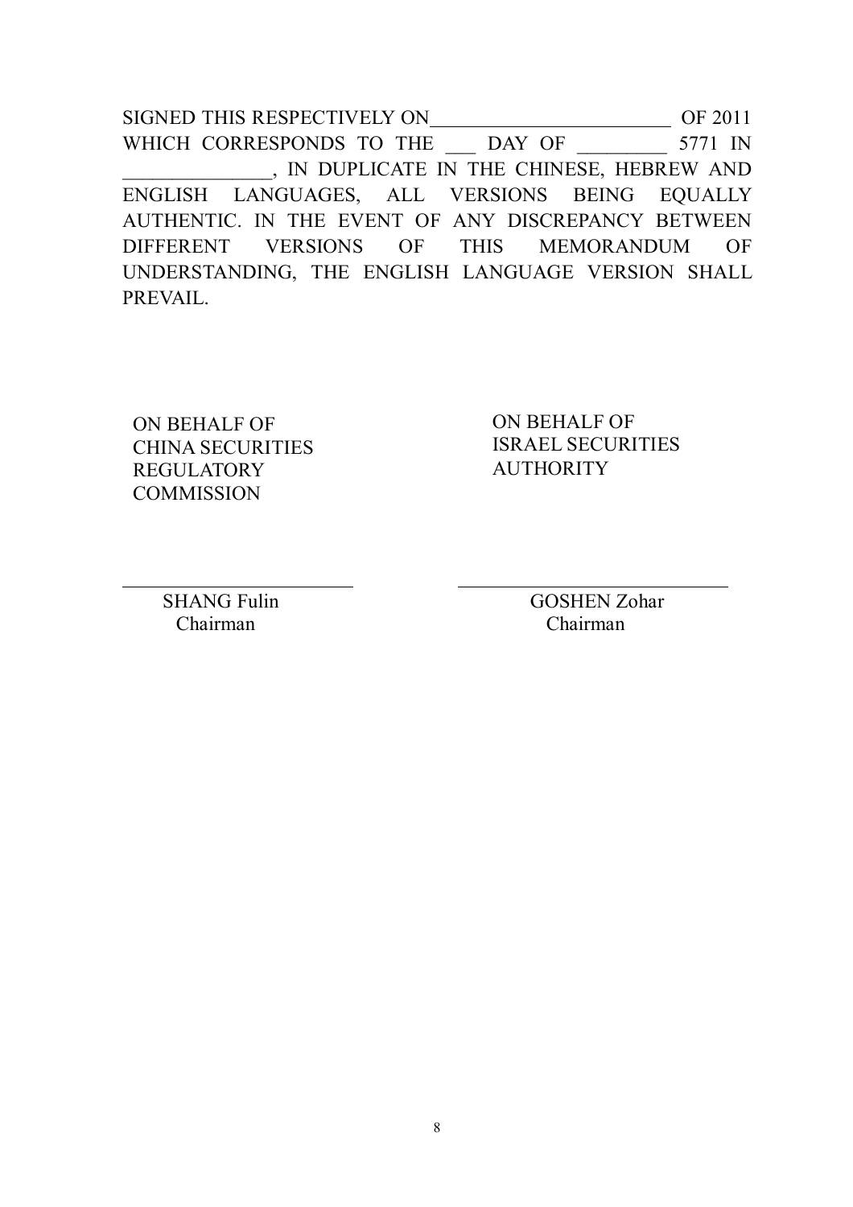SIGNED THIS RESPECTIVELY ON________________________ OF 2011 WHICH CORRESPONDS TO THE ___ DAY OF ________ 5771 IN ______________, IN DUPLICATE IN THE CHINESE, HEBREW AND ENGLISH LANGUAGES, ALL VERSIONS BEING EQUALLY AUTHENTIC. IN THE EVENT OF ANY DISCREPANCY BETWEEN DIFFERENT VERSIONS OF THIS MEMORANDUM OF UNDERSTANDING, THE ENGLISH LANGUAGE VERSION SHALL PREVAIL.

| ON BEHALF OF CHINA SECURITIES REGULATORY COMMISSION | ON BEHALF OF ISRAEL SECURITIES AUTHORITY |
| --- | --- |
| ______________________ | ______________________ |
| SHANG Fulin<br>Chairman | GOSHEN Zohar<br>Chairman |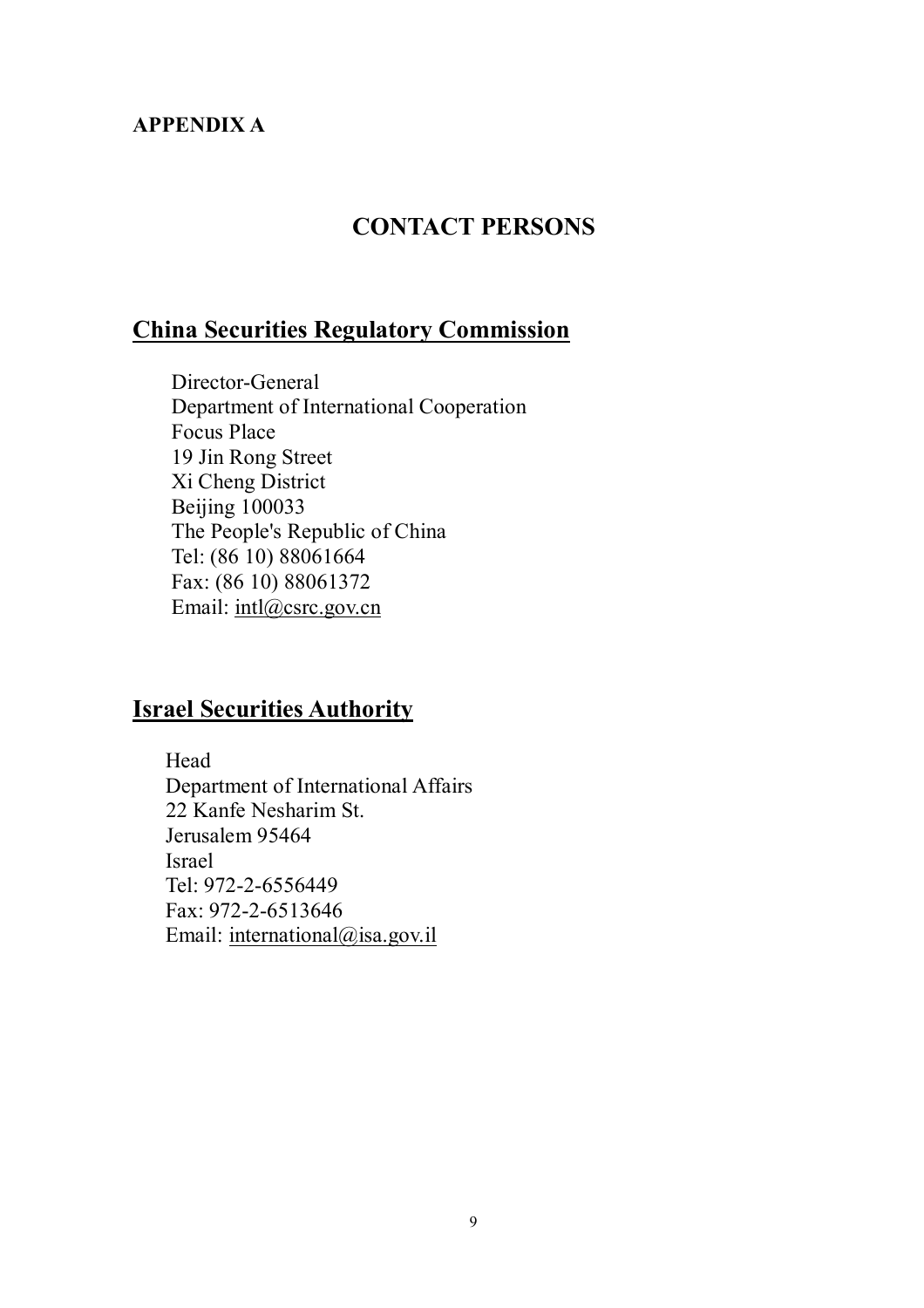**APPENDIX A**

# CONTACT PERSONS

## China Securities Regulatory Commission

Director-General  
Department of International Cooperation  
Focus Place  
19 Jin Rong Street  
Xi Cheng District  
Beijing 100033  
The People's Republic of China  
Tel: (86 10) 88061664  
Fax: (86 10) 88061372  
Email: intl@csrc.gov.cn

## Israel Securities Authority

Head  
Department of International Affairs  
22 Kanfe Nesharim St.  
Jerusalem 95464  
Israel  
Tel: 972-2-6556449  
Fax: 972-2-6513646  
Email: international@isa.gov.il